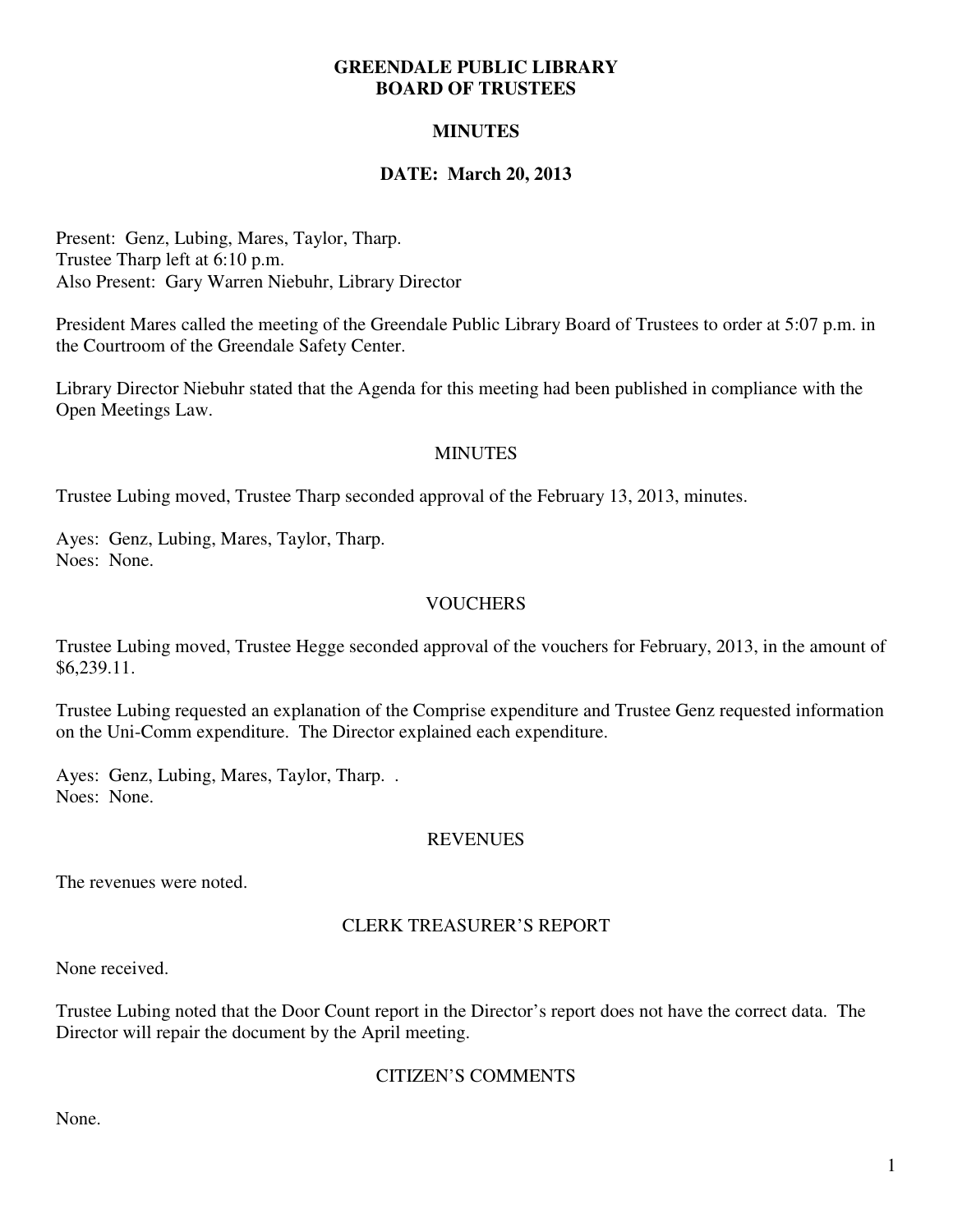# GREENDALE PUBLIC LIBRARY
# BOARD OF TRUSTEES

## MINUTES

## DATE: March 20, 2013

Present: Genz, Lubing, Mares, Taylor, Tharp.
Trustee Tharp left at 6:10 p.m.
Also Present: Gary Warren Niebuhr, Library Director

President Mares called the meeting of the Greendale Public Library Board of Trustees to order at 5:07 p.m. in the Courtroom of the Greendale Safety Center.

Library Director Niebuhr stated that the Agenda for this meeting had been published in compliance with the Open Meetings Law.

### MINUTES

Trustee Lubing moved, Trustee Tharp seconded approval of the February 13, 2013, minutes.

Ayes: Genz, Lubing, Mares, Taylor, Tharp.
Noes: None.

### VOUCHERS

Trustee Lubing moved, Trustee Hegge seconded approval of the vouchers for February, 2013, in the amount of $6,239.11.

Trustee Lubing requested an explanation of the Comprise expenditure and Trustee Genz requested information on the Uni-Comm expenditure. The Director explained each expenditure.

Ayes: Genz, Lubing, Mares, Taylor, Tharp. .
Noes: None.

### REVENUES

The revenues were noted.

### CLERK TREASURER'S REPORT

None received.

Trustee Lubing noted that the Door Count report in the Director's report does not have the correct data. The Director will repair the document by the April meeting.

### CITIZEN'S COMMENTS

None.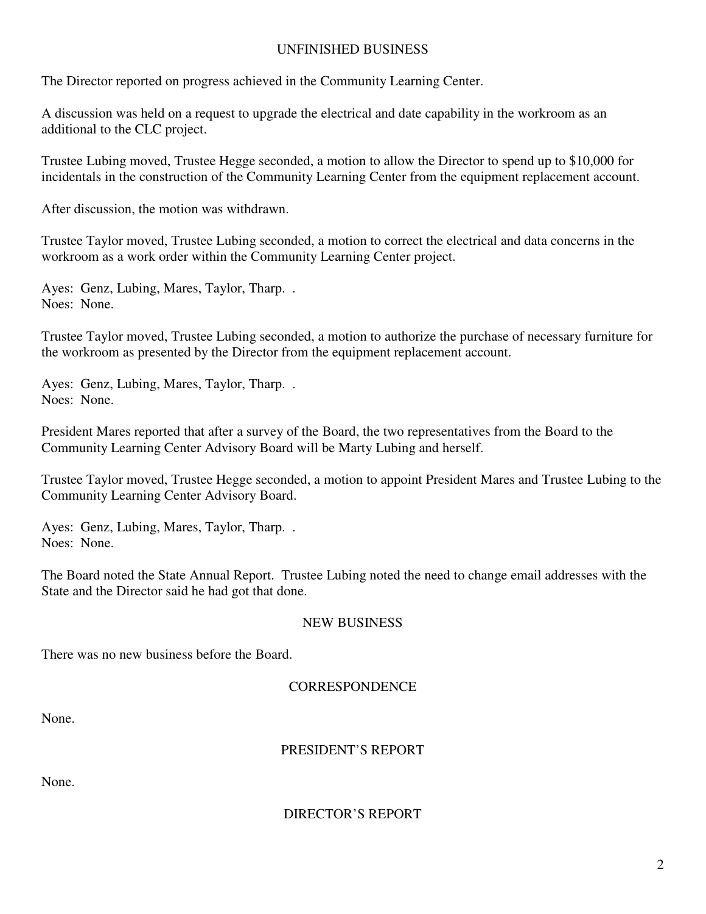## UNFINISHED BUSINESS

The Director reported on progress achieved in the Community Learning Center.

A discussion was held on a request to upgrade the electrical and date capability in the workroom as an additional to the CLC project.

Trustee Lubing moved, Trustee Hegge seconded, a motion to allow the Director to spend up to $10,000 for incidentals in the construction of the Community Learning Center from the equipment replacement account.

After discussion, the motion was withdrawn.

Trustee Taylor moved, Trustee Lubing seconded, a motion to correct the electrical and data concerns in the workroom as a work order within the Community Learning Center project.

Ayes: Genz, Lubing, Mares, Taylor, Tharp. .
Noes: None.

Trustee Taylor moved, Trustee Lubing seconded, a motion to authorize the purchase of necessary furniture for the workroom as presented by the Director from the equipment replacement account.

Ayes: Genz, Lubing, Mares, Taylor, Tharp. .
Noes: None.

President Mares reported that after a survey of the Board, the two representatives from the Board to the Community Learning Center Advisory Board will be Marty Lubing and herself.

Trustee Taylor moved, Trustee Hegge seconded, a motion to appoint President Mares and Trustee Lubing to the Community Learning Center Advisory Board.

Ayes: Genz, Lubing, Mares, Taylor, Tharp. .
Noes: None.

The Board noted the State Annual Report. Trustee Lubing noted the need to change email addresses with the State and the Director said he had got that done.

## NEW BUSINESS

There was no new business before the Board.

## CORRESPONDENCE

None.

## PRESIDENT'S REPORT

None.

## DIRECTOR'S REPORT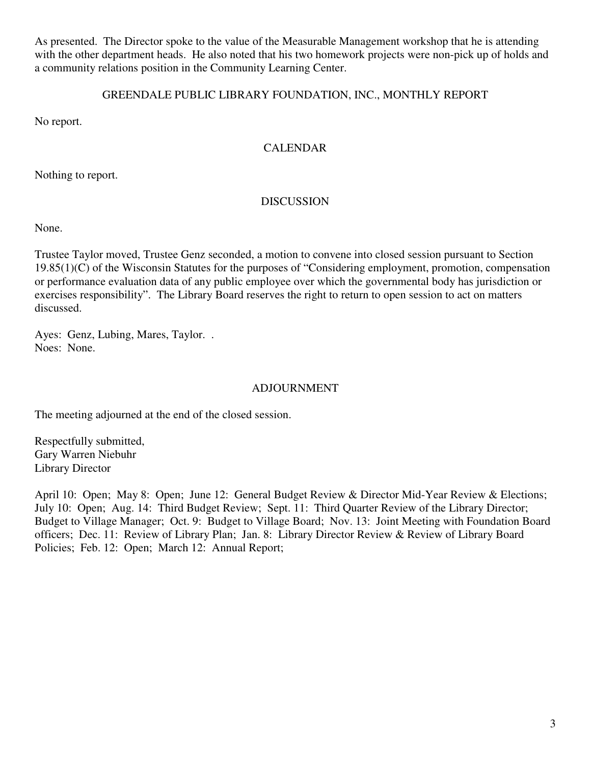As presented. The Director spoke to the value of the Measurable Management workshop that he is attending with the other department heads. He also noted that his two homework projects were non-pick up of holds and a community relations position in the Community Learning Center.

## GREENDALE PUBLIC LIBRARY FOUNDATION, INC., MONTHLY REPORT

No report.

## CALENDAR

Nothing to report.

## DISCUSSION

None.

Trustee Taylor moved, Trustee Genz seconded, a motion to convene into closed session pursuant to Section 19.85(1)(C) of the Wisconsin Statutes for the purposes of "Considering employment, promotion, compensation or performance evaluation data of any public employee over which the governmental body has jurisdiction or exercises responsibility". The Library Board reserves the right to return to open session to act on matters discussed.

Ayes: Genz, Lubing, Mares, Taylor. .
Noes: None.

## ADJOURNMENT

The meeting adjourned at the end of the closed session.

Respectfully submitted,
Gary Warren Niebuhr
Library Director

April 10: Open; May 8: Open; June 12: General Budget Review & Director Mid-Year Review & Elections; July 10: Open; Aug. 14: Third Budget Review; Sept. 11: Third Quarter Review of the Library Director; Budget to Village Manager; Oct. 9: Budget to Village Board; Nov. 13: Joint Meeting with Foundation Board officers; Dec. 11: Review of Library Plan; Jan. 8: Library Director Review & Review of Library Board Policies; Feb. 12: Open; March 12: Annual Report;